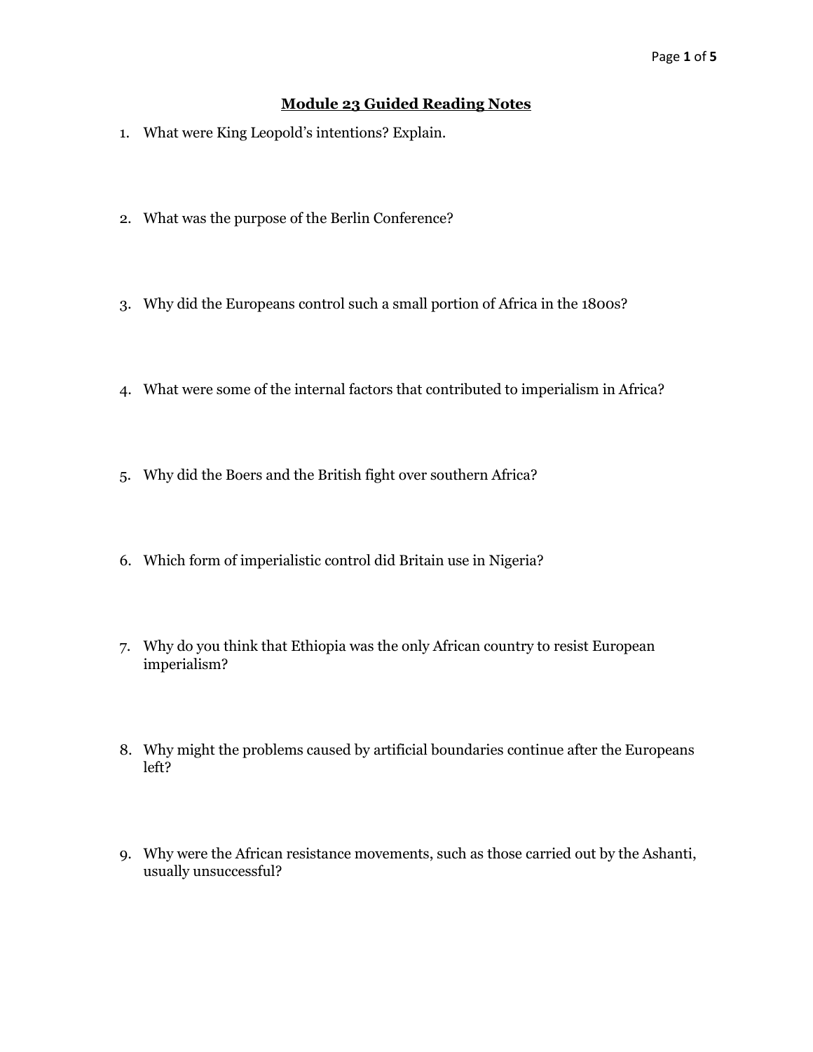# Module 23 Guided Reading Notes

1. What were King Leopold's intentions? Explain.

2. What was the purpose of the Berlin Conference?

3. Why did the Europeans control such a small portion of Africa in the 1800s?

4. What were some of the internal factors that contributed to imperialism in Africa?

5. Why did the Boers and the British fight over southern Africa?

6. Which form of imperialistic control did Britain use in Nigeria?

7. Why do you think that Ethiopia was the only African country to resist European imperialism?

8. Why might the problems caused by artificial boundaries continue after the Europeans left?

9. Why were the African resistance movements, such as those carried out by the Ashanti, usually unsuccessful?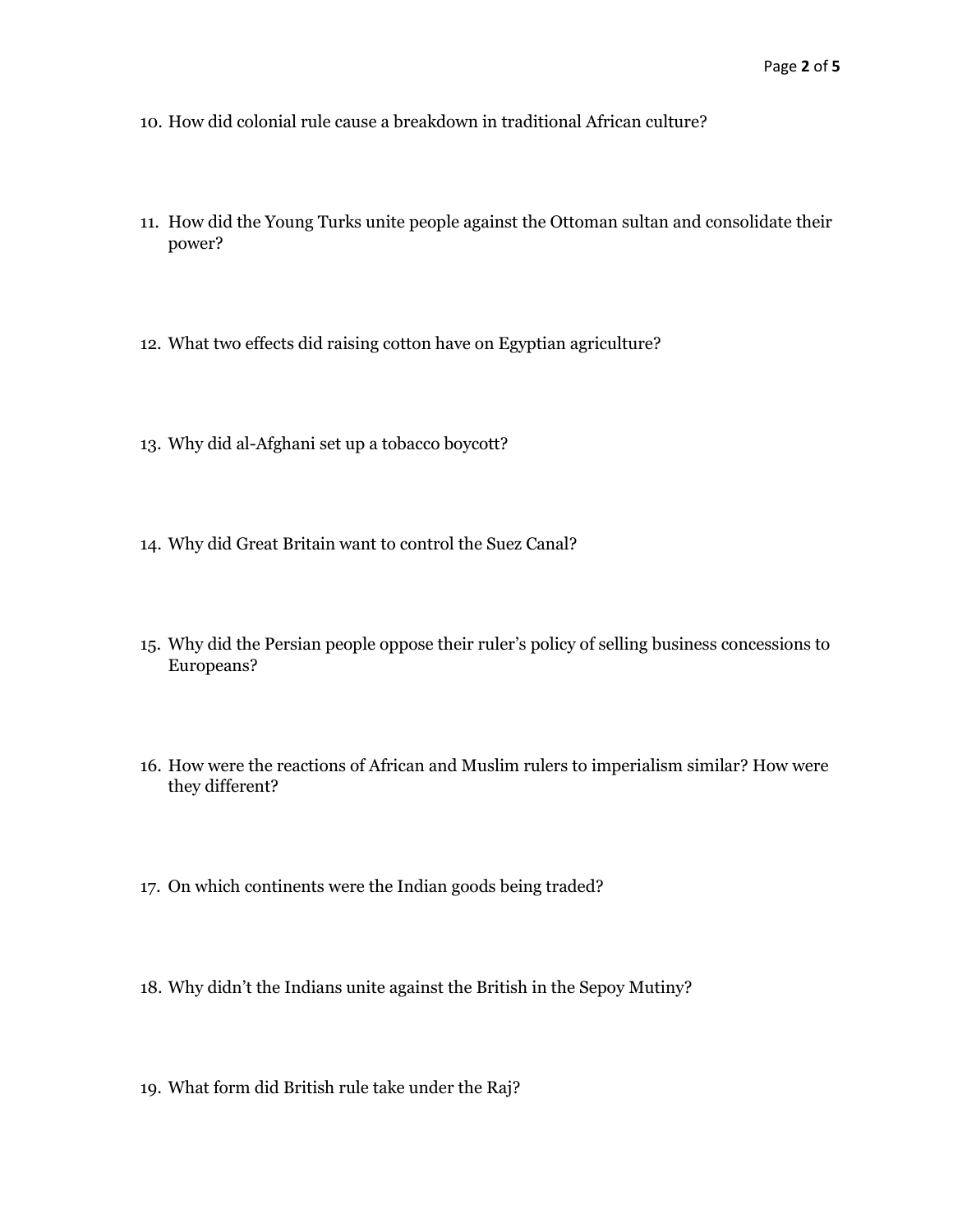10. How did colonial rule cause a breakdown in traditional African culture?

11. How did the Young Turks unite people against the Ottoman sultan and consolidate their power?

12. What two effects did raising cotton have on Egyptian agriculture?

13. Why did al-Afghani set up a tobacco boycott?

14. Why did Great Britain want to control the Suez Canal?

15. Why did the Persian people oppose their ruler's policy of selling business concessions to Europeans?

16. How were the reactions of African and Muslim rulers to imperialism similar? How were they different?

17. On which continents were the Indian goods being traded?

18. Why didn't the Indians unite against the British in the Sepoy Mutiny?

19. What form did British rule take under the Raj?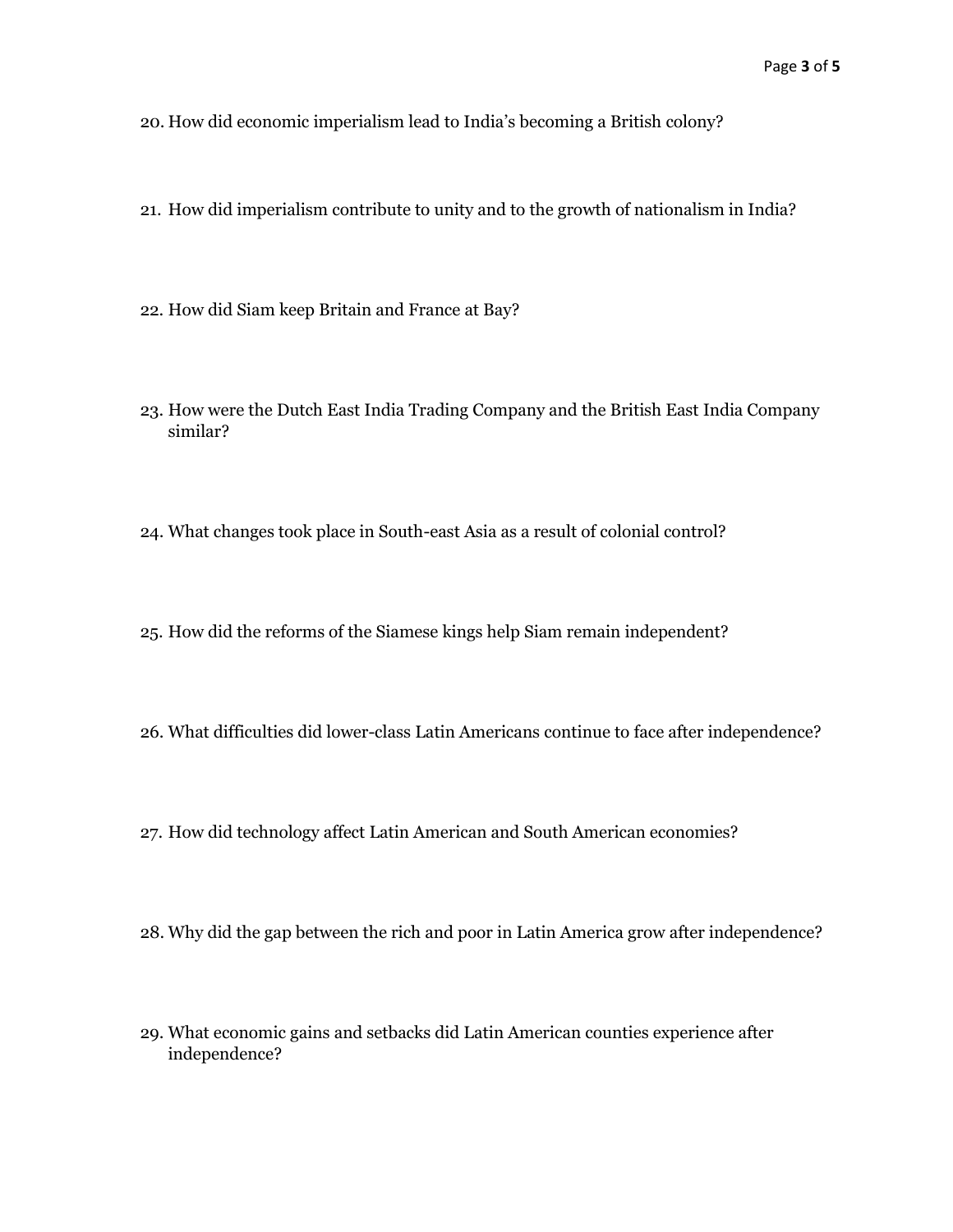20. How did economic imperialism lead to India's becoming a British colony?

21. How did imperialism contribute to unity and to the growth of nationalism in India?

22. How did Siam keep Britain and France at Bay?

23. How were the Dutch East India Trading Company and the British East India Company similar?

24. What changes took place in South-east Asia as a result of colonial control?

25. How did the reforms of the Siamese kings help Siam remain independent?

26. What difficulties did lower-class Latin Americans continue to face after independence?

27. How did technology affect Latin American and South American economies?

28. Why did the gap between the rich and poor in Latin America grow after independence?

29. What economic gains and setbacks did Latin American counties experience after independence?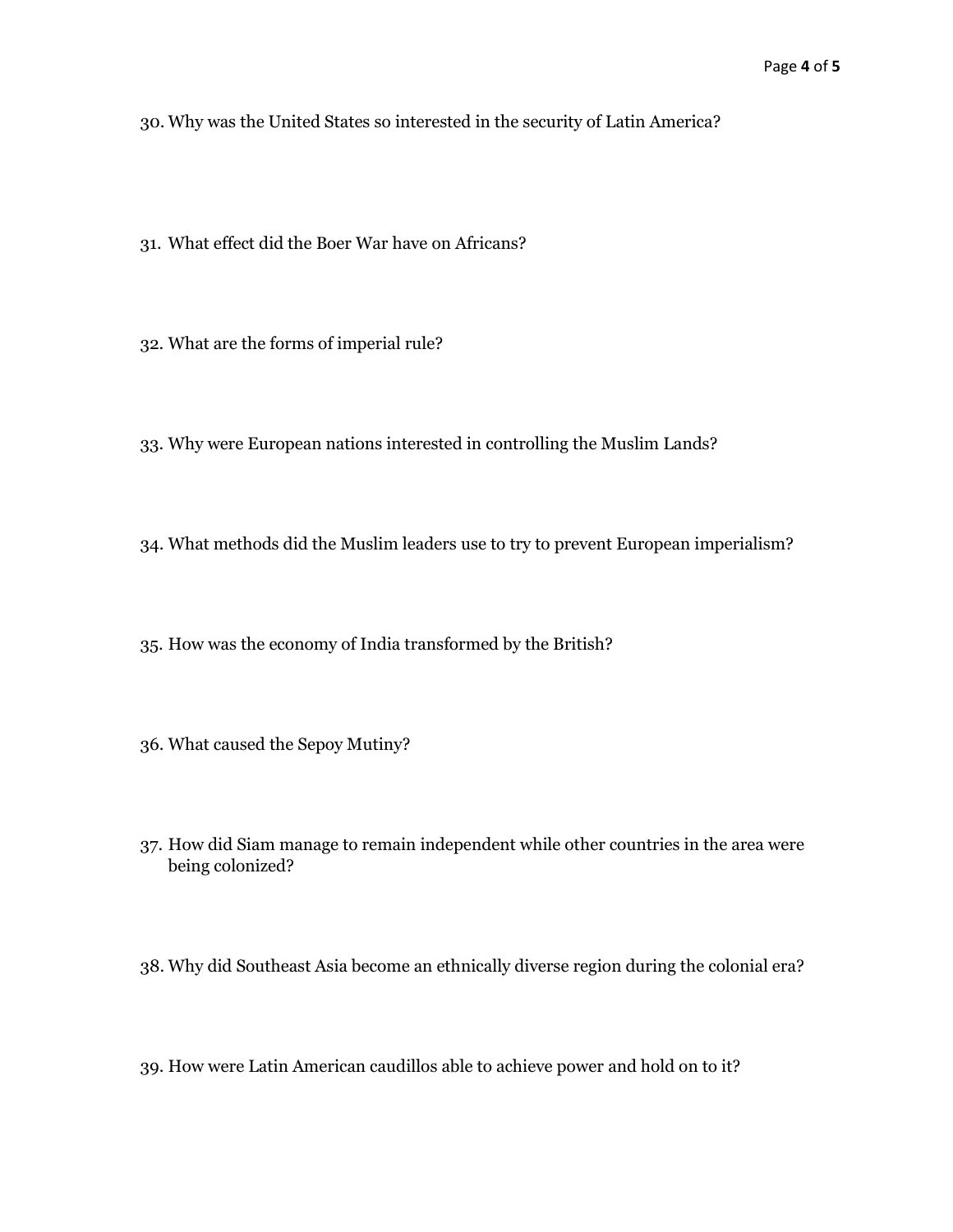30. Why was the United States so interested in the security of Latin America?

31. What effect did the Boer War have on Africans?

32. What are the forms of imperial rule?

33. Why were European nations interested in controlling the Muslim Lands?

34. What methods did the Muslim leaders use to try to prevent European imperialism?

35. How was the economy of India transformed by the British?

36. What caused the Sepoy Mutiny?

37. How did Siam manage to remain independent while other countries in the area were being colonized?

38. Why did Southeast Asia become an ethnically diverse region during the colonial era?

39. How were Latin American caudillos able to achieve power and hold on to it?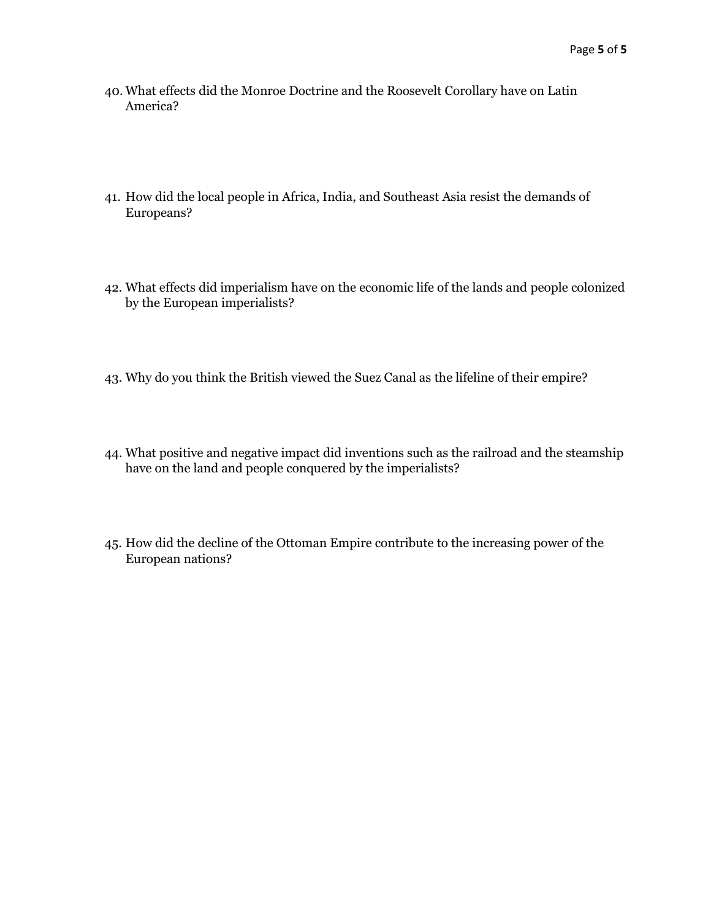40. What effects did the Monroe Doctrine and the Roosevelt Corollary have on Latin America?

41. How did the local people in Africa, India, and Southeast Asia resist the demands of Europeans?

42. What effects did imperialism have on the economic life of the lands and people colonized by the European imperialists?

43. Why do you think the British viewed the Suez Canal as the lifeline of their empire?

44. What positive and negative impact did inventions such as the railroad and the steamship have on the land and people conquered by the imperialists?

45. How did the decline of the Ottoman Empire contribute to the increasing power of the European nations?